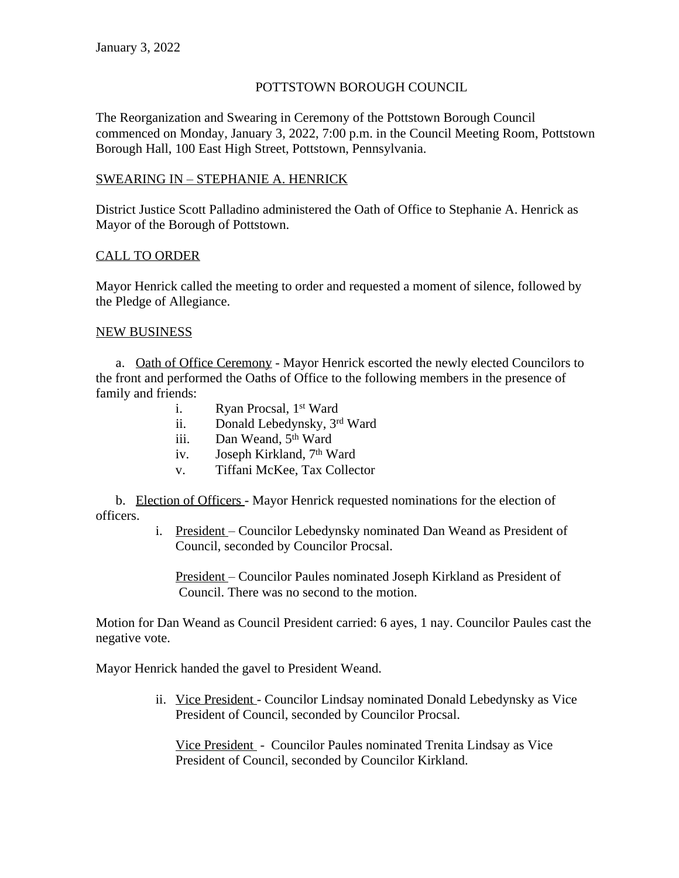January 3, 2022

POTTSTOWN BOROUGH COUNCIL

The Reorganization and Swearing in Ceremony of the Pottstown Borough Council commenced on Monday, January 3, 2022, 7:00 p.m. in the Council Meeting Room, Pottstown Borough Hall, 100 East High Street, Pottstown, Pennsylvania.

SWEARING IN – STEPHANIE A. HENRICK

District Justice Scott Palladino administered the Oath of Office to Stephanie A. Henrick as Mayor of the Borough of Pottstown.

CALL TO ORDER

Mayor Henrick called the meeting to order and requested a moment of silence, followed by the Pledge of Allegiance.

NEW BUSINESS

a. Oath of Office Ceremony - Mayor Henrick escorted the newly elected Councilors to the front and performed the Oaths of Office to the following members in the presence of family and friends:

- i. Ryan Procsal, 1st Ward
- ii. Donald Lebedynsky, 3rd Ward
- iii. Dan Weand, 5th Ward
- iv. Joseph Kirkland, 7th Ward
- v. Tiffani McKee, Tax Collector

b. Election of Officers - Mayor Henrick requested nominations for the election of officers.

i. President – Councilor Lebedynsky nominated Dan Weand as President of Council, seconded by Councilor Procsal.

President – Councilor Paules nominated Joseph Kirkland as President of Council. There was no second to the motion.

Motion for Dan Weand as Council President carried: 6 ayes, 1 nay. Councilor Paules cast the negative vote.

Mayor Henrick handed the gavel to President Weand.

ii. Vice President - Councilor Lindsay nominated Donald Lebedynsky as Vice President of Council, seconded by Councilor Procsal.

Vice President - Councilor Paules nominated Trenita Lindsay as Vice President of Council, seconded by Councilor Kirkland.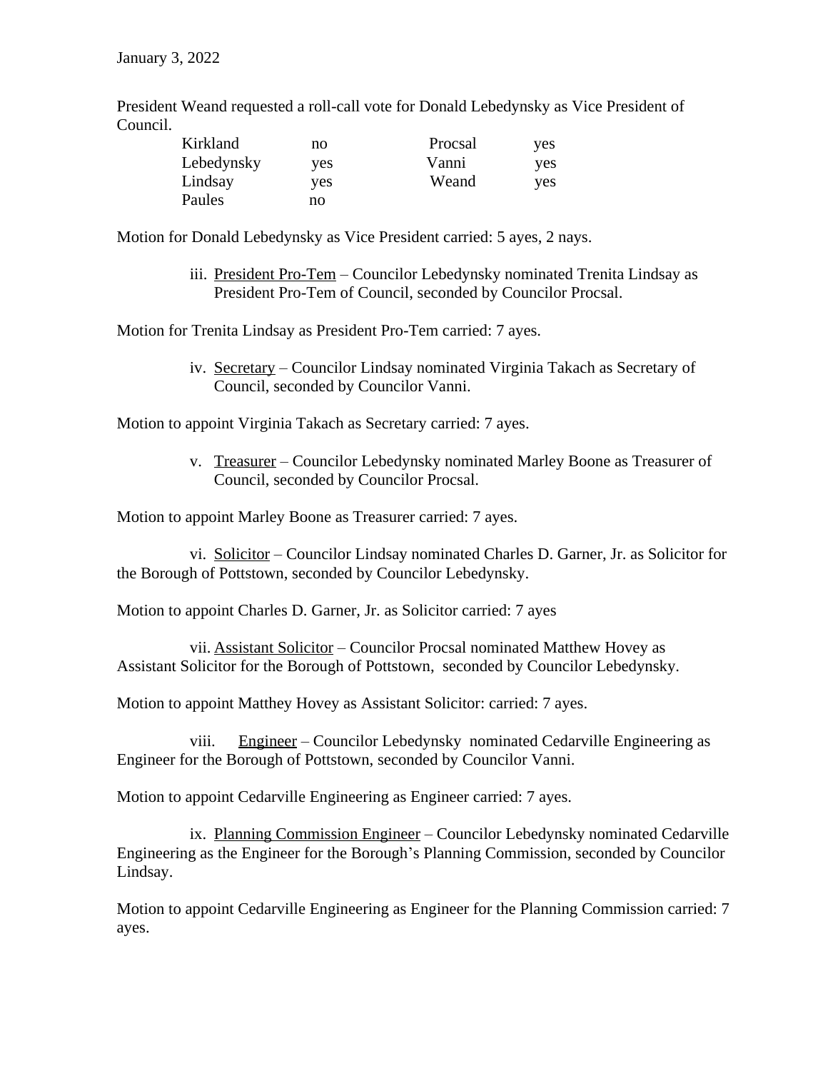January 3, 2022

President Weand requested a roll-call vote for Donald Lebedynsky as Vice President of Council.

| | | | |
|---|---|---|---|
| Kirkland | no | Procsal | yes |
| Lebedynsky | yes | Vanni | yes |
| Lindsay | yes | Weand | yes |
| Paules | no | | |

Motion for Donald Lebedynsky as Vice President carried: 5 ayes, 2 nays.

iii. President Pro-Tem – Councilor Lebedynsky nominated Trenita Lindsay as President Pro-Tem of Council, seconded by Councilor Procsal.

Motion for Trenita Lindsay as President Pro-Tem carried: 7 ayes.

iv. Secretary – Councilor Lindsay nominated Virginia Takach as Secretary of Council, seconded by Councilor Vanni.

Motion to appoint Virginia Takach as Secretary carried: 7 ayes.

v. Treasurer – Councilor Lebedynsky nominated Marley Boone as Treasurer of Council, seconded by Councilor Procsal.

Motion to appoint Marley Boone as Treasurer carried: 7 ayes.

vi. Solicitor – Councilor Lindsay nominated Charles D. Garner, Jr. as Solicitor for the Borough of Pottstown, seconded by Councilor Lebedynsky.

Motion to appoint Charles D. Garner, Jr. as Solicitor carried: 7 ayes

vii. Assistant Solicitor – Councilor Procsal nominated Matthew Hovey as Assistant Solicitor for the Borough of Pottstown, seconded by Councilor Lebedynsky.

Motion to appoint Matthey Hovey as Assistant Solicitor: carried: 7 ayes.

viii. Engineer – Councilor Lebedynsky nominated Cedarville Engineering as Engineer for the Borough of Pottstown, seconded by Councilor Vanni.

Motion to appoint Cedarville Engineering as Engineer carried: 7 ayes.

ix. Planning Commission Engineer – Councilor Lebedynsky nominated Cedarville Engineering as the Engineer for the Borough's Planning Commission, seconded by Councilor Lindsay.

Motion to appoint Cedarville Engineering as Engineer for the Planning Commission carried: 7 ayes.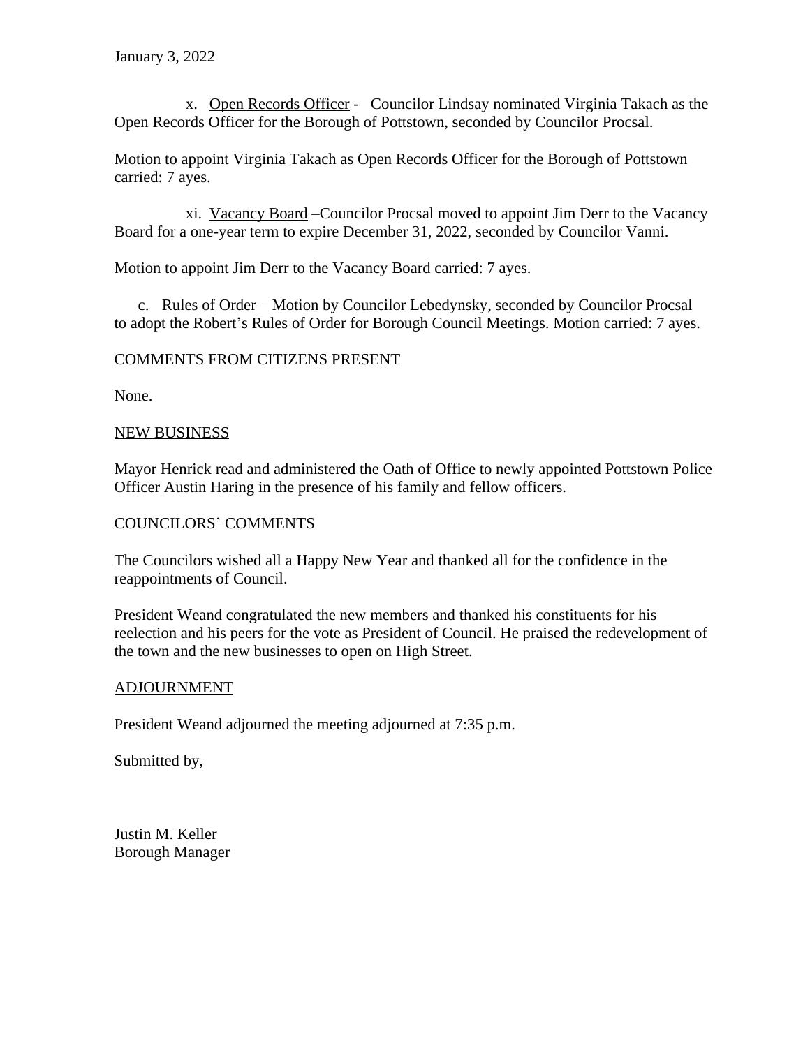x. Open Records Officer - Councilor Lindsay nominated Virginia Takach as the Open Records Officer for the Borough of Pottstown, seconded by Councilor Procsal.

Motion to appoint Virginia Takach as Open Records Officer for the Borough of Pottstown carried: 7 ayes.

xi. Vacancy Board –Councilor Procsal moved to appoint Jim Derr to the Vacancy Board for a one-year term to expire December 31, 2022, seconded by Councilor Vanni.

Motion to appoint Jim Derr to the Vacancy Board carried: 7 ayes.

c. Rules of Order – Motion by Councilor Lebedynsky, seconded by Councilor Procsal to adopt the Robert's Rules of Order for Borough Council Meetings. Motion carried: 7 ayes.

## COMMENTS FROM CITIZENS PRESENT

None.

## NEW BUSINESS

Mayor Henrick read and administered the Oath of Office to newly appointed Pottstown Police Officer Austin Haring in the presence of his family and fellow officers.

## COUNCILORS' COMMENTS

The Councilors wished all a Happy New Year and thanked all for the confidence in the reappointments of Council.

President Weand congratulated the new members and thanked his constituents for his reelection and his peers for the vote as President of Council. He praised the redevelopment of the town and the new businesses to open on High Street.

## ADJOURNMENT

President Weand adjourned the meeting adjourned at 7:35 p.m.

Submitted by,

Justin M. Keller
Borough Manager